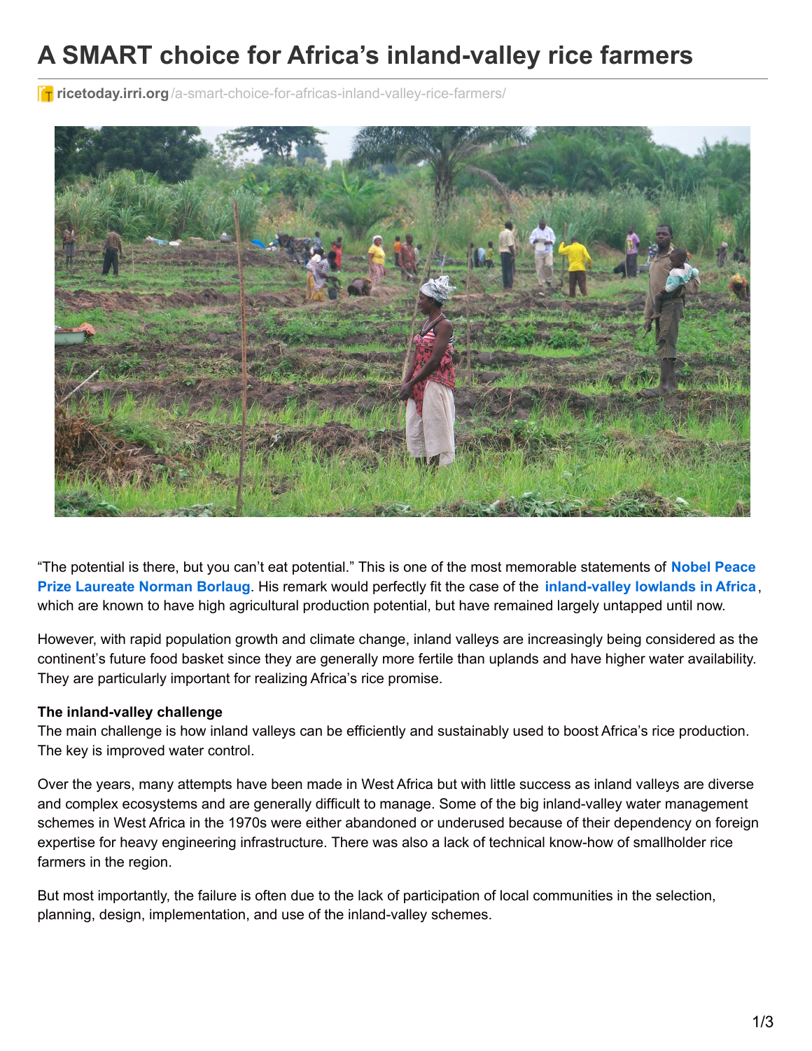# A SMART choice for Africa's inland-valley rice farmers

ricetoday.irri.org/a-smart-choice-for-africas-inland-valley-rice-farmers/

"The potential is there, but you can't eat potential." This is one of the most memorable statements of **Nobel Peace Prize Laureate Norman Borlaug**. His remark would perfectly fit the case of the **inland-valley lowlands in Africa**, which are known to have high agricultural production potential, but have remained largely untapped until now.

However, with rapid population growth and climate change, inland valleys are increasingly being considered as the continent's future food basket since they are generally more fertile than uplands and have higher water availability. They are particularly important for realizing Africa's rice promise.

**The inland-valley challenge**

The main challenge is how inland valleys can be efficiently and sustainably used to boost Africa's rice production. The key is improved water control.

Over the years, many attempts have been made in West Africa but with little success as inland valleys are diverse and complex ecosystems and are generally difficult to manage. Some of the big inland-valley water management schemes in West Africa in the 1970s were either abandoned or underused because of their dependency on foreign expertise for heavy engineering infrastructure. There was also a lack of technical know-how of smallholder rice farmers in the region.

But most importantly, the failure is often due to the lack of participation of local communities in the selection, planning, design, implementation, and use of the inland-valley schemes.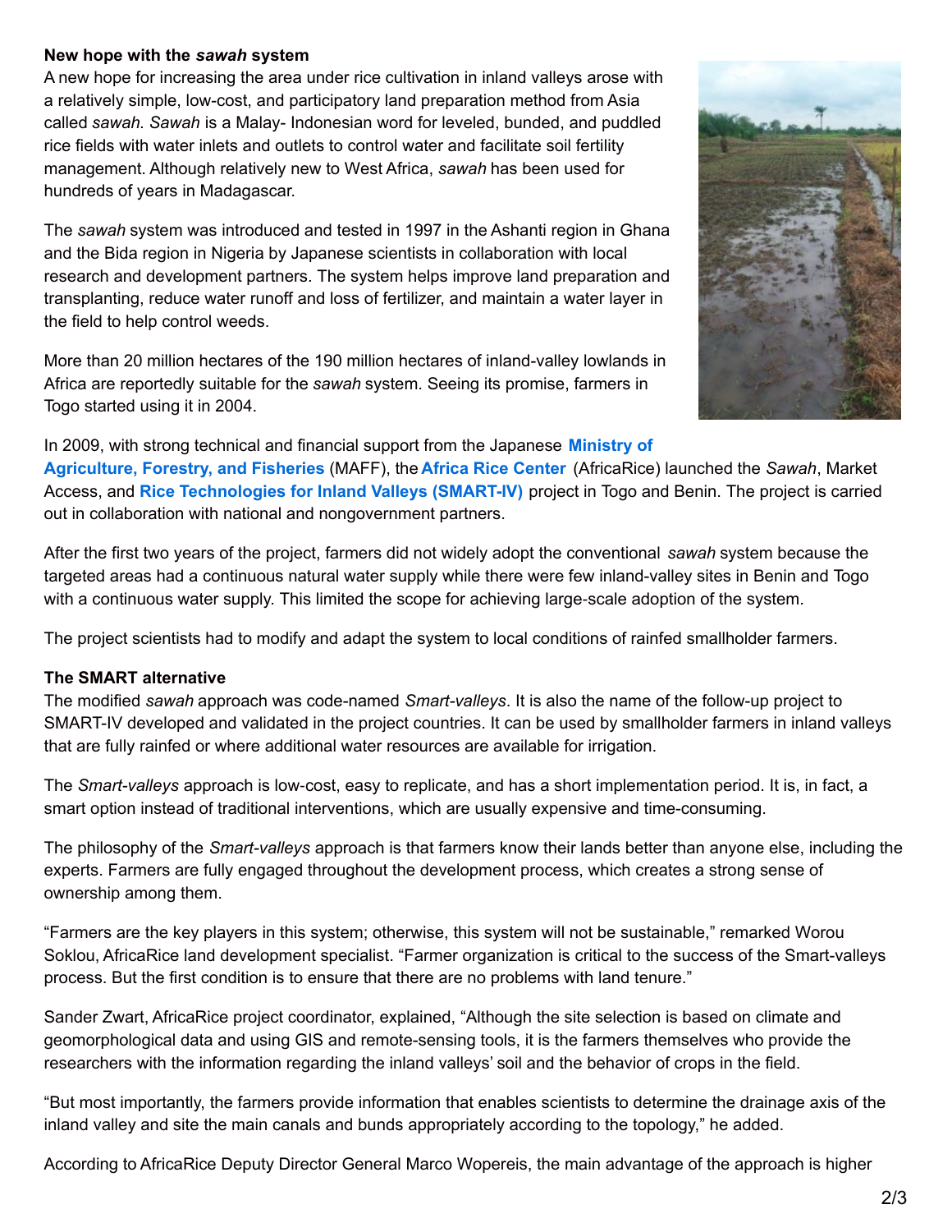**New hope with the *sawah* system**

A new hope for increasing the area under rice cultivation in inland valleys arose with a relatively simple, low-cost, and participatory land preparation method from Asia called *sawah*. *Sawah* is a Malay- Indonesian word for leveled, bunded, and puddled rice fields with water inlets and outlets to control water and facilitate soil fertility management. Although relatively new to West Africa, *sawah* has been used for hundreds of years in Madagascar.

The *sawah* system was introduced and tested in 1997 in the Ashanti region in Ghana and the Bida region in Nigeria by Japanese scientists in collaboration with local research and development partners. The system helps improve land preparation and transplanting, reduce water runoff and loss of fertilizer, and maintain a water layer in the field to help control weeds.

More than 20 million hectares of the 190 million hectares of inland-valley lowlands in Africa are reportedly suitable for the *sawah* system. Seeing its promise, farmers in Togo started using it in 2004.

In 2009, with strong technical and financial support from the Japanese **Ministry of Agriculture, Forestry, and Fisheries** (MAFF), the **Africa Rice Center** (AfricaRice) launched the *Sawah*, Market Access, and **Rice Technologies for Inland Valleys (SMART-IV)** project in Togo and Benin. The project is carried out in collaboration with national and nongovernment partners.

After the first two years of the project, farmers did not widely adopt the conventional *sawah* system because the targeted areas had a continuous natural water supply while there were few inland-valley sites in Benin and Togo with a continuous water supply. This limited the scope for achieving large-scale adoption of the system.

The project scientists had to modify and adapt the system to local conditions of rainfed smallholder farmers.

**The SMART alternative**

The modified *sawah* approach was code-named *Smart-valleys*. It is also the name of the follow-up project to SMART-IV developed and validated in the project countries. It can be used by smallholder farmers in inland valleys that are fully rainfed or where additional water resources are available for irrigation.

The *Smart-valleys* approach is low-cost, easy to replicate, and has a short implementation period. It is, in fact, a smart option instead of traditional interventions, which are usually expensive and time-consuming.

The philosophy of the *Smart-valleys* approach is that farmers know their lands better than anyone else, including the experts. Farmers are fully engaged throughout the development process, which creates a strong sense of ownership among them.

"Farmers are the key players in this system; otherwise, this system will not be sustainable," remarked Worou Soklou, AfricaRice land development specialist. "Farmer organization is critical to the success of the Smart-valleys process. But the first condition is to ensure that there are no problems with land tenure."

Sander Zwart, AfricaRice project coordinator, explained, "Although the site selection is based on climate and geomorphological data and using GIS and remote-sensing tools, it is the farmers themselves who provide the researchers with the information regarding the inland valleys' soil and the behavior of crops in the field.

"But most importantly, the farmers provide information that enables scientists to determine the drainage axis of the inland valley and site the main canals and bunds appropriately according to the topology," he added.

According to AfricaRice Deputy Director General Marco Wopereis, the main advantage of the approach is higher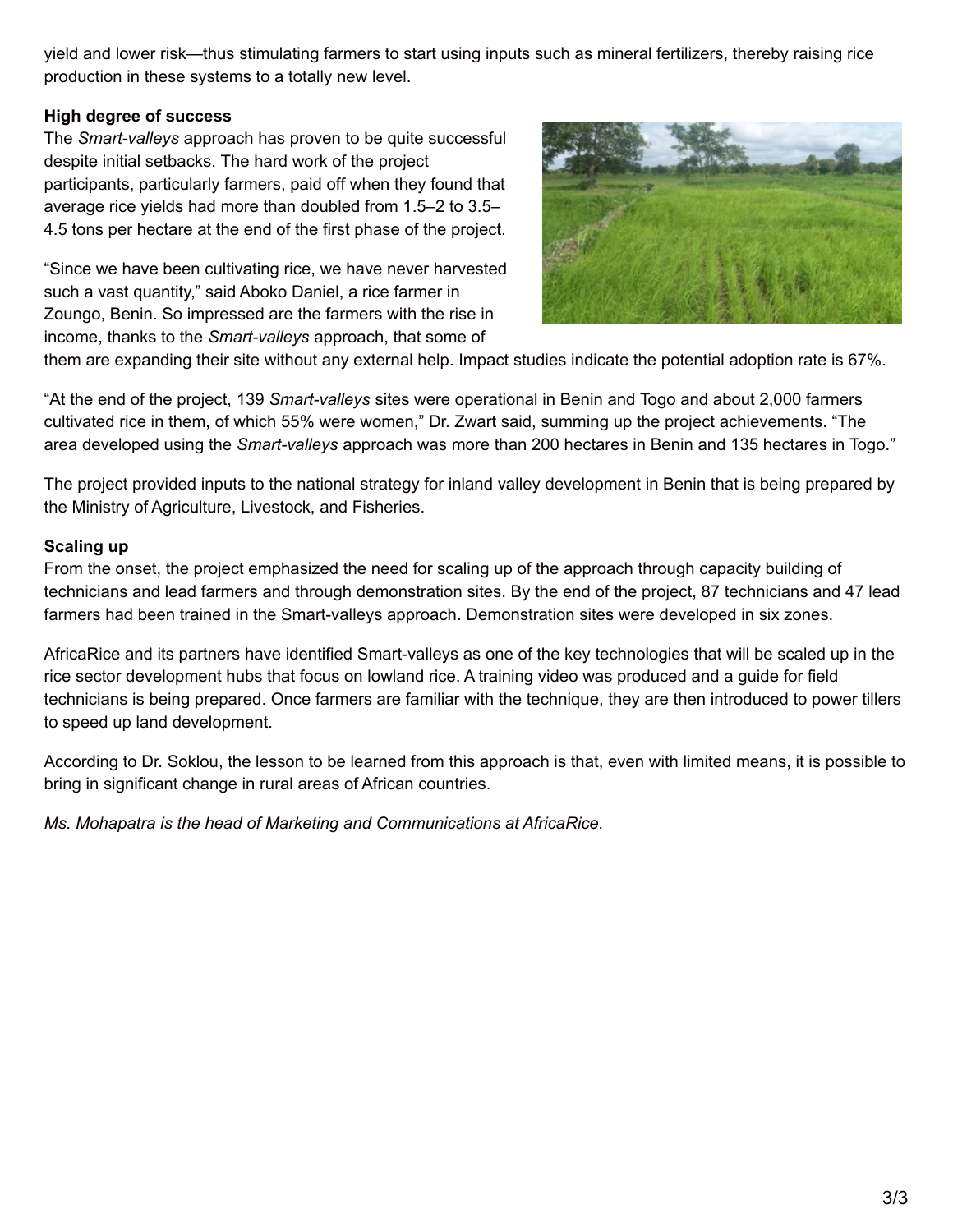yield and lower risk—thus stimulating farmers to start using inputs such as mineral fertilizers, thereby raising rice production in these systems to a totally new level.

**High degree of success**

The *Smart-valleys* approach has proven to be quite successful despite initial setbacks. The hard work of the project participants, particularly farmers, paid off when they found that average rice yields had more than doubled from 1.5–2 to 3.5–4.5 tons per hectare at the end of the first phase of the project.

"Since we have been cultivating rice, we have never harvested such a vast quantity," said Aboko Daniel, a rice farmer in Zoungo, Benin. So impressed are the farmers with the rise in income, thanks to the *Smart-valleys* approach, that some of them are expanding their site without any external help. Impact studies indicate the potential adoption rate is 67%.

"At the end of the project, 139 *Smart-valleys* sites were operational in Benin and Togo and about 2,000 farmers cultivated rice in them, of which 55% were women," Dr. Zwart said, summing up the project achievements. "The area developed using the *Smart-valleys* approach was more than 200 hectares in Benin and 135 hectares in Togo."

The project provided inputs to the national strategy for inland valley development in Benin that is being prepared by the Ministry of Agriculture, Livestock, and Fisheries.

**Scaling up**

From the onset, the project emphasized the need for scaling up of the approach through capacity building of technicians and lead farmers and through demonstration sites. By the end of the project, 87 technicians and 47 lead farmers had been trained in the Smart-valleys approach. Demonstration sites were developed in six zones.

AfricaRice and its partners have identified Smart-valleys as one of the key technologies that will be scaled up in the rice sector development hubs that focus on lowland rice. A training video was produced and a guide for field technicians is being prepared. Once farmers are familiar with the technique, they are then introduced to power tillers to speed up land development.

According to Dr. Soklou, the lesson to be learned from this approach is that, even with limited means, it is possible to bring in significant change in rural areas of African countries.

*Ms. Mohapatra is the head of Marketing and Communications at AfricaRice.*